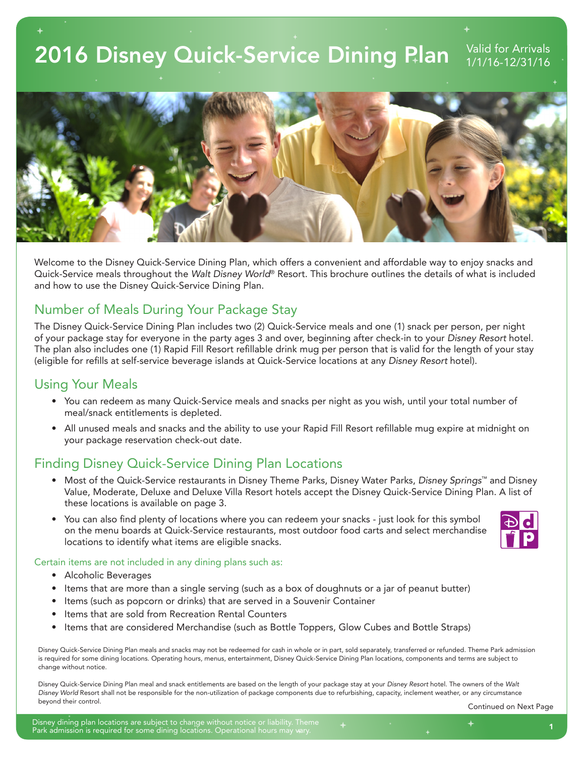# 2016 Disney Quick-Service Dining Plan

Valid for Arrivals 1/1/16-12/31/16

Welcome to the Disney Quick-Service Dining Plan, which offers a convenient and affordable way to enjoy snacks and Quick-Service meals throughout the *Walt Disney World*® Resort. This brochure outlines the details of what is included and how to use the Disney Quick-Service Dining Plan.

## Number of Meals During Your Package Stay

The Disney Quick-Service Dining Plan includes two (2) Quick-Service meals and one (1) snack per person, per night of your package stay for everyone in the party ages 3 and over, beginning after check-in to your *Disney Resort* hotel. The plan also includes one (1) Rapid Fill Resort refillable drink mug per person that is valid for the length of your stay (eligible for refills at self-service beverage islands at Quick-Service locations at any *Disney Resort* hotel).

## Using Your Meals

- You can redeem as many Quick-Service meals and snacks per night as you wish, until your total number of meal/snack entitlements is depleted.
- All unused meals and snacks and the ability to use your Rapid Fill Resort refillable mug expire at midnight on your package reservation check-out date.

## Finding Disney Quick-Service Dining Plan Locations

- Most of the Quick-Service restaurants in Disney Theme Parks, Disney Water Parks, *Disney Springs*™ and Disney Value, Moderate, Deluxe and Deluxe Villa Resort hotels accept the Disney Quick-Service Dining Plan. A list of these locations is available on page 3.
- You can also find plenty of locations where you can redeem your snacks - just look for this symbol on the menu boards at Quick-Service restaurants, most outdoor food carts and select merchandise locations to identify what items are eligible snacks.

### Certain items are not included in any dining plans such as:

- Alcoholic Beverages
- Items that are more than a single serving (such as a box of doughnuts or a jar of peanut butter)
- Items (such as popcorn or drinks) that are served in a Souvenir Container
- Items that are sold from Recreation Rental Counters
- Items that are considered Merchandise (such as Bottle Toppers, Glow Cubes and Bottle Straps)

Disney Quick-Service Dining Plan meals and snacks may not be redeemed for cash in whole or in part, sold separately, transferred or refunded. Theme Park admission is required for some dining locations. Operating hours, menus, entertainment, Disney Quick-Service Dining Plan locations, components and terms are subject to change without notice.

Disney Quick-Service Dining Plan meal and snack entitlements are based on the length of your package stay at your *Disney Resort* hotel. The owners of the *Walt Disney World* Resort shall not be responsible for the non-utilization of package components due to refurbishing, capacity, inclement weather, or any circumstance beyond their control.

Continued on Next Page

Disney dining plan locations are subject to change without notice or liability. Theme Park admission is required for some dining locations. Operational hours may vary.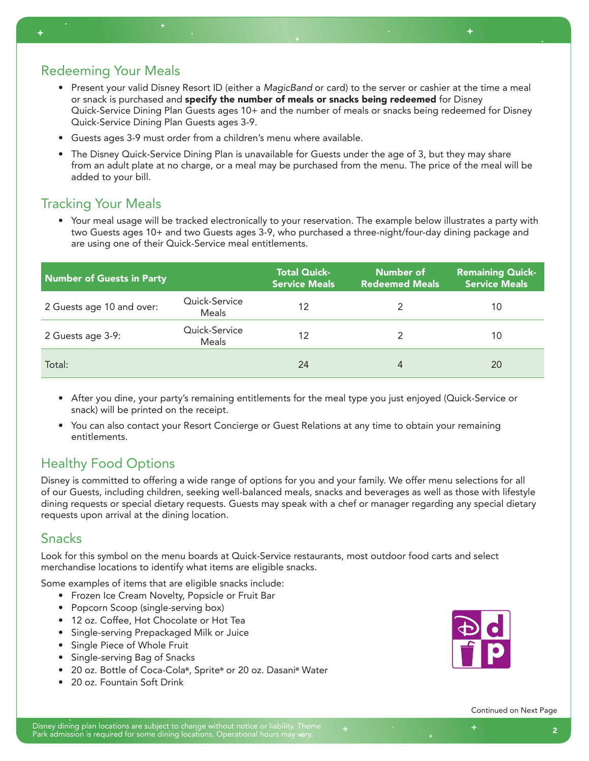## Redeeming Your Meals

- Present your valid Disney Resort ID (either a *MagicBand* or card) to the server or cashier at the time a meal or snack is purchased and **specify the number of meals or snacks being redeemed** for Disney Quick-Service Dining Plan Guests ages 10+ and the number of meals or snacks being redeemed for Disney Quick-Service Dining Plan Guests ages 3-9.
- Guests ages 3-9 must order from a children's menu where available.
- The Disney Quick-Service Dining Plan is unavailable for Guests under the age of 3, but they may share from an adult plate at no charge, or a meal may be purchased from the menu. The price of the meal will be added to your bill.

## Tracking Your Meals

- Your meal usage will be tracked electronically to your reservation. The example below illustrates a party with two Guests ages 10+ and two Guests ages 3-9, who purchased a three-night/four-day dining package and are using one of their Quick-Service meal entitlements.

| Number of Guests in Party | | Total Quick-Service Meals | Number of Redeemed Meals | Remaining Quick-Service Meals |
|---|---|---|---|---|
| 2 Guests age 10 and over: | Quick-Service Meals | 12 | 2 | 10 |
| 2 Guests age 3-9: | Quick-Service Meals | 12 | 2 | 10 |
| Total: | | 24 | 4 | 20 |

- After you dine, your party's remaining entitlements for the meal type you just enjoyed (Quick-Service or snack) will be printed on the receipt.
- You can also contact your Resort Concierge or Guest Relations at any time to obtain your remaining entitlements.

## Healthy Food Options

Disney is committed to offering a wide range of options for you and your family. We offer menu selections for all of our Guests, including children, seeking well-balanced meals, snacks and beverages as well as those with lifestyle dining requests or special dietary requests. Guests may speak with a chef or manager regarding any special dietary requests upon arrival at the dining location.

## Snacks

Look for this symbol on the menu boards at Quick-Service restaurants, most outdoor food carts and select merchandise locations to identify what items are eligible snacks.

Some examples of items that are eligible snacks include:

- Frozen Ice Cream Novelty, Popsicle or Fruit Bar
- Popcorn Scoop (single-serving box)
- 12 oz. Coffee, Hot Chocolate or Hot Tea
- Single-serving Prepackaged Milk or Juice
- Single Piece of Whole Fruit
- Single-serving Bag of Snacks
- 20 oz. Bottle of Coca-Cola®, Sprite® or 20 oz. Dasani® Water
- 20 oz. Fountain Soft Drink

Continued on Next Page

Disney dining plan locations are subject to change without notice or liability. Theme Park admission is required for some dining locations. Operational hours may vary.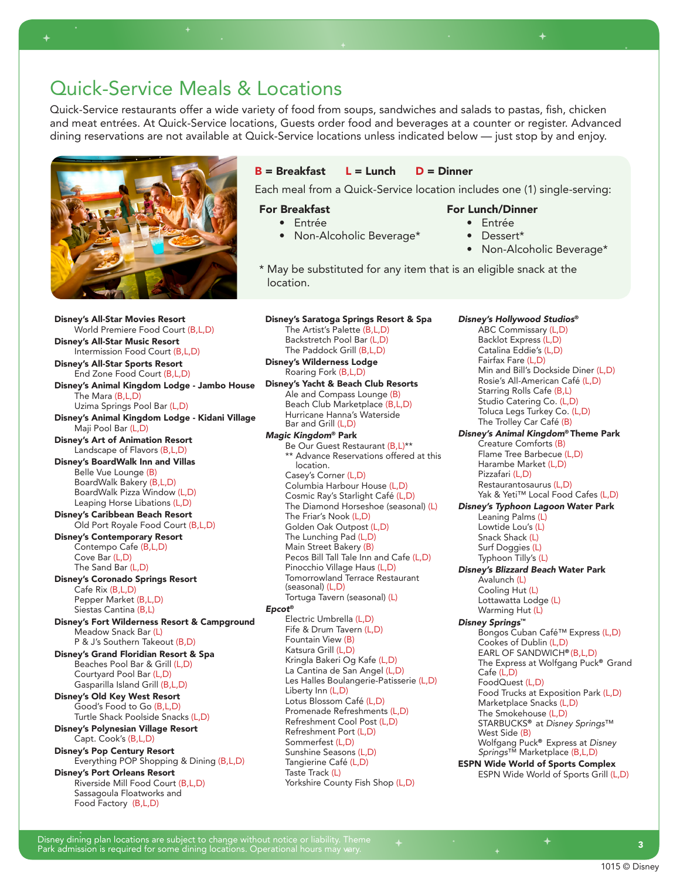# Quick-Service Meals & Locations

Quick-Service restaurants offer a wide variety of food from soups, sandwiches and salads to pastas, fish, chicken and meat entrées. At Quick-Service locations, Guests order food and beverages at a counter or register. Advanced dining reservations are not available at Quick-Service locations unless indicated below — just stop by and enjoy.

**B** = **Breakfast** **L** = **Lunch** **D** = **Dinner**

Each meal from a Quick-Service location includes one (1) single-serving:

**For Breakfast**

- Entrée
- Non-Alcoholic Beverage*

**For Lunch/Dinner**

- Entrée
- Dessert*
- Non-Alcoholic Beverage*

\* May be substituted for any item that is an eligible snack at the location.

**Disney's All-Star Movies Resort**
World Premiere Food Court (B,L,D)

**Disney's All-Star Music Resort**
Intermission Food Court (B,L,D)

**Disney's All-Star Sports Resort**
End Zone Food Court (B,L,D)

**Disney's Animal Kingdom Lodge - Jambo House**
The Mara (B,L,D)
Uzima Springs Pool Bar (L,D)

**Disney's Animal Kingdom Lodge - Kidani Village**
Maji Pool Bar (L,D)

**Disney's Art of Animation Resort**
Landscape of Flavors (B,L,D)

**Disney's BoardWalk Inn and Villas**
Belle Vue Lounge (B)
BoardWalk Bakery (B,L,D)
BoardWalk Pizza Window (L,D)
Leaping Horse Libations (L,D)

**Disney's Caribbean Beach Resort**
Old Port Royale Food Court (B,L,D)

**Disney's Contemporary Resort**
Contempo Cafe (B,L,D)
Cove Bar (L,D)
The Sand Bar (L,D)

**Disney's Coronado Springs Resort**
Cafe Rix (B,L,D)
Pepper Market (B,L,D)
Siestas Cantina (B,L)

**Disney's Fort Wilderness Resort & Campground**
Meadow Snack Bar (L)
P & J's Southern Takeout (B,D)

**Disney's Grand Floridian Resort & Spa**
Beaches Pool Bar & Grill (L,D)
Courtyard Pool Bar (L,D)
Gasparilla Island Grill (B,L,D)

**Disney's Old Key West Resort**
Good's Food to Go (B,L,D)
Turtle Shack Poolside Snacks (L,D)

**Disney's Polynesian Village Resort**
Capt. Cook's (B,L,D)

**Disney's Pop Century Resort**
Everything POP Shopping & Dining (B,L,D)

**Disney's Port Orleans Resort**
Riverside Mill Food Court (B,L,D)
Sassagoula Floatworks and Food Factory (B,L,D)

**Disney's Saratoga Springs Resort & Spa**
The Artist's Palette (B,L,D)
Backstretch Pool Bar (L,D)
The Paddock Grill (B,L,D)

**Disney's Wilderness Lodge**
Roaring Fork (B,L,D)

**Disney's Yacht & Beach Club Resorts**
Ale and Compass Lounge (B)
Beach Club Marketplace (B,L,D)
Hurricane Hanna's Waterside Bar and Grill (L,D)

***Magic Kingdom*® Park**
Be Our Guest Restaurant (B,L)**
** Advance Reservations offered at this location.
Casey's Corner (L,D)
Columbia Harbour House (L,D)
Cosmic Ray's Starlight Café (L,D)
The Diamond Horseshoe (seasonal) (L)
The Friar's Nook (L,D)
Golden Oak Outpost (L,D)
The Lunching Pad (L,D)
Main Street Bakery (B)
Pecos Bill Tall Tale Inn and Cafe (L,D)
Pinocchio Village Haus (L,D)
Tomorrowland Terrace Restaurant (seasonal) (L,D)
Tortuga Tavern (seasonal) (L)

***Epcot*®**
Electric Umbrella (L,D)
Fife & Drum Tavern (L,D)
Fountain View (B)
Katsura Grill (L,D)
Kringla Bakeri Og Kafe (L,D)
La Cantina de San Angel (L,D)
Les Halles Boulangerie-Patisserie (L,D)
Liberty Inn (L,D)
Lotus Blossom Café (L,D)
Promenade Refreshments (L,D)
Refreshment Cool Post (L,D)
Refreshment Port (L,D)
Sommerfest (L,D)
Sunshine Seasons (L,D)
Tangierine Café (L,D)
Taste Track (L)
Yorkshire County Fish Shop (L,D)

***Disney's Hollywood Studios*®**
ABC Commissary (L,D)
Backlot Express (L,D)
Catalina Eddie's (L,D)
Fairfax Fare (L,D)
Min and Bill's Dockside Diner (L,D)
Rosie's All-American Café (L,D)
Starring Rolls Cafe (B,L)
Studio Catering Co. (L,D)
Toluca Legs Turkey Co. (L,D)
The Trolley Car Café (B)

***Disney's Animal Kingdom*® Theme Park**
Creature Comforts (B)
Flame Tree Barbecue (L,D)
Harambe Market (L,D)
Pizzafari (L,D)
Restaurantosaurus (L,D)
Yak & Yeti™ Local Food Cafes (L,D)

***Disney's Typhoon Lagoon* Water Park**
Leaning Palms (L)
Lowtide Lou's (L)
Snack Shack (L)
Surf Doggies (L)
Typhoon Tilly's (L)

***Disney's Blizzard Beach* Water Park**
Avalunch (L)
Cooling Hut (L)
Lottawatta Lodge (L)
Warming Hut (L)

***Disney Springs*™**
Bongos Cuban Café™ Express (L,D)
Cookes of Dublin (L,D)
EARL OF SANDWICH® (B,L,D)
The Express at Wolfgang Puck® Grand Cafe (L,D)
FoodQuest (L,D)
Food Trucks at Exposition Park (L,D)
Marketplace Snacks (L,D)
The Smokehouse (L,D)
STARBUCKS® at *Disney Springs*™ West Side (B)
Wolfgang Puck® Express at *Disney Springs*™ Marketplace (B,L,D)

**ESPN Wide World of Sports Complex**
ESPN Wide World of Sports Grill (L,D)

Disney dining plan locations are subject to change without notice or liability. Theme Park admission is required for some dining locations. Operational hours may vary.

1015 © Disney